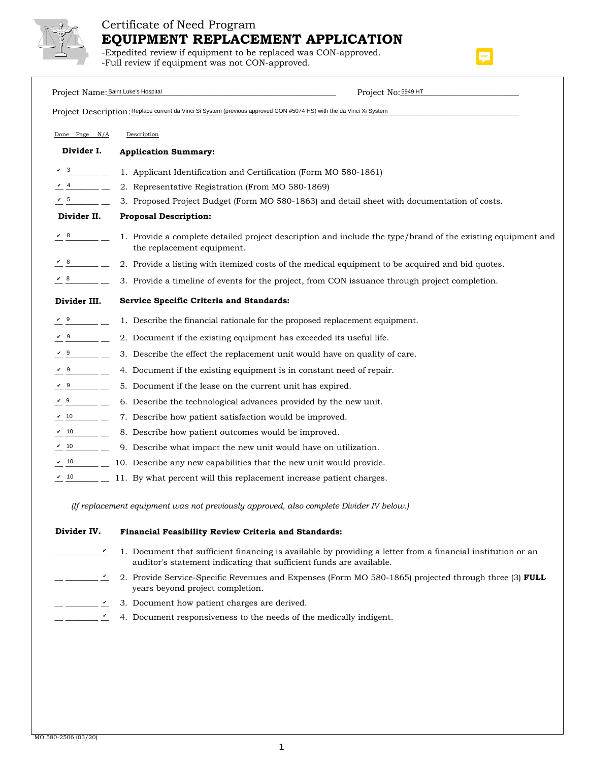Certificate of Need Program

# EQUIPMENT REPLACEMENT APPLICATION

-Expedited review if equipment to be replaced was CON-approved.
-Full review if equipment was not CON-approved.

Project Name: Saint Luke's Hospital

Project No: 5949 HT

Project Description: Replace current da Vinci Si System (previous approved CON #5074 HS) with the da Vinci Xi System

| Done | Page | N/A | Description |
|---|---|---|---|
| | | | **Divider I. Application Summary:** |
| ✔ | 3 | | 1. Applicant Identification and Certification (Form MO 580-1861) |
| ✔ | 4 | | 2. Representative Registration (From MO 580-1869) |
| ✔ | 5 | | 3. Proposed Project Budget (Form MO 580-1863) and detail sheet with documentation of costs. |
| | | | **Divider II. Proposal Description:** |
| ✔ | 8 | | 1. Provide a complete detailed project description and include the type/brand of the existing equipment and the replacement equipment. |
| ✔ | 8 | | 2. Provide a listing with itemized costs of the medical equipment to be acquired and bid quotes. |
| ✔ | 8 | | 3. Provide a timeline of events for the project, from CON issuance through project completion. |
| | | | **Divider III. Service Specific Criteria and Standards:** |
| ✔ | 9 | | 1. Describe the financial rationale for the proposed replacement equipment. |
| ✔ | 9 | | 2. Document if the existing equipment has exceeded its useful life. |
| ✔ | 9 | | 3. Describe the effect the replacement unit would have on quality of care. |
| ✔ | 9 | | 4. Document if the existing equipment is in constant need of repair. |
| ✔ | 9 | | 5. Document if the lease on the current unit has expired. |
| ✔ | 9 | | 6. Describe the technological advances provided by the new unit. |
| ✔ | 10 | | 7. Describe how patient satisfaction would be improved. |
| ✔ | 10 | | 8. Describe how patient outcomes would be improved. |
| ✔ | 10 | | 9. Describe what impact the new unit would have on utilization. |
| ✔ | 10 | | 10. Describe any new capabilities that the new unit would provide. |
| ✔ | 10 | | 11. By what percent will this replacement increase patient charges. |

*(If replacement equipment was not previously approved, also complete Divider IV below.)*

| Done | Page | N/A | Description |
|---|---|---|---|
| | | | **Divider IV. Financial Feasibility Review Criteria and Standards:** |
| | | ✔ | 1. Document that sufficient financing is available by providing a letter from a financial institution or an auditor's statement indicating that sufficient funds are available. |
| | | ✔ | 2. Provide Service-Specific Revenues and Expenses (Form MO 580-1865) projected through three (3) **FULL** years beyond project completion. |
| | | ✔ | 3. Document how patient charges are derived. |
| | | ✔ | 4. Document responsiveness to the needs of the medically indigent. |

MO 580-2506 (03/20)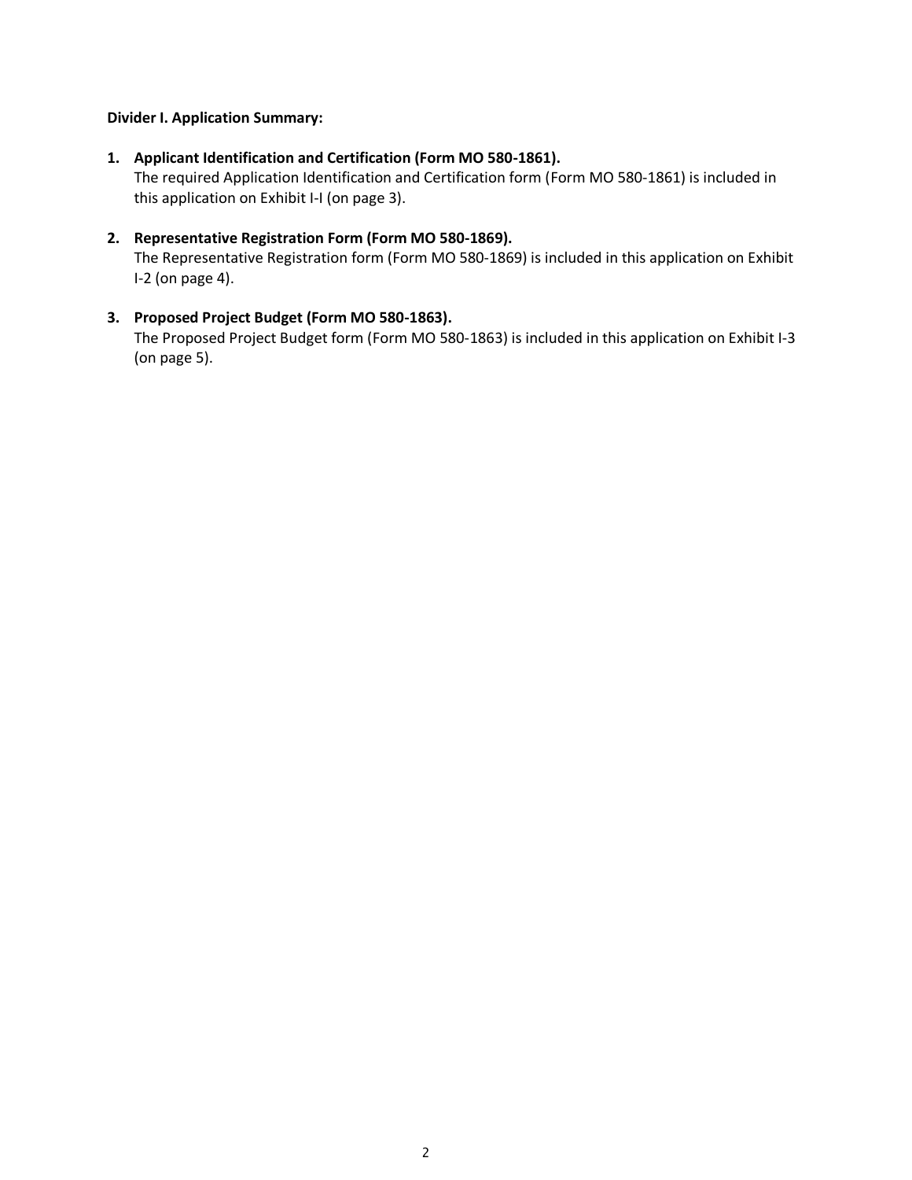**Divider I. Application Summary:**

1. **Applicant Identification and Certification (Form MO 580-1861).**
   The required Application Identification and Certification form (Form MO 580-1861) is included in this application on Exhibit I-I (on page 3).

2. **Representative Registration Form (Form MO 580-1869).**
   The Representative Registration form (Form MO 580-1869) is included in this application on Exhibit I-2 (on page 4).

3. **Proposed Project Budget (Form MO 580-1863).**
   The Proposed Project Budget form (Form MO 580-1863) is included in this application on Exhibit I-3 (on page 5).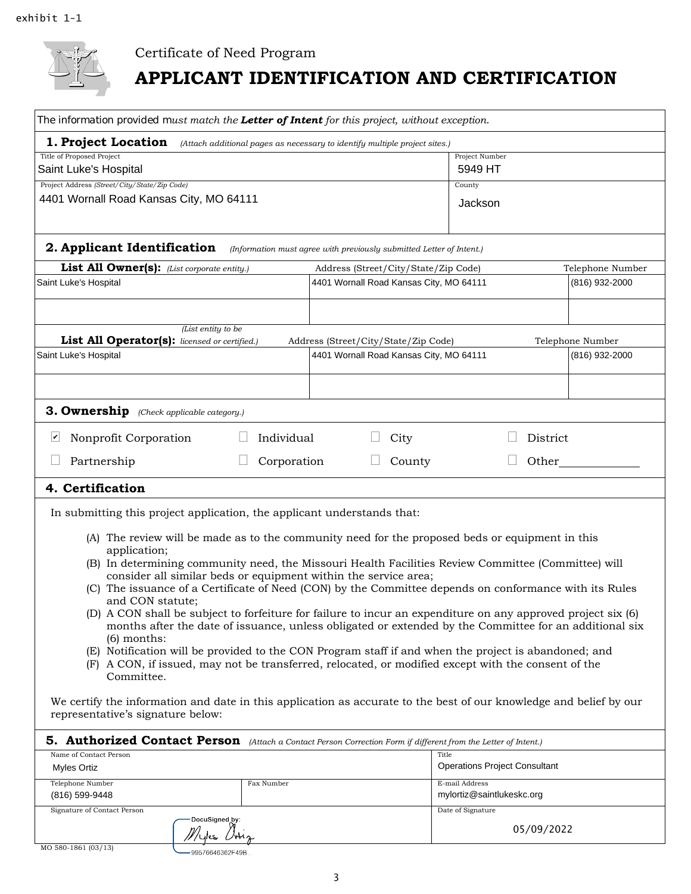exhibit 1-1

Certificate of Need Program

# APPLICANT IDENTIFICATION AND CERTIFICATION

The information provided m*ust match the **Letter of Intent** for this project, without exception.*

## 1. Project Location

*(Attach additional pages as necessary to identify multiple project sites.)*

| Title of Proposed Project | Project Number |
|---|---|
| Saint Luke's Hospital | 5949 HT |
| **Project Address** *(Street/City/State/Zip Code)* | **County** |
| 4401 Wornall Road Kansas City, MO 64111 | Jackson |

## 2. Applicant Identification

*(Information must agree with previously submitted Letter of Intent.)*

| List All Owner(s): *(List corporate entity.)* | Address (Street/City/State/Zip Code) | Telephone Number |
|---|---|---|
| Saint Luke's Hospital | 4401 Wornall Road Kansas City, MO 64111 | (816) 932-2000 |
| | | |

| List All Operator(s): *(List entity to be licensed or certified.)* | Address (Street/City/State/Zip Code) | Telephone Number |
|---|---|---|
| Saint Luke's Hospital | 4401 Wornall Road Kansas City, MO 64111 | (816) 932-2000 |
| | | |

## 3. Ownership

*(Check applicable category.)*

- [x] Nonprofit Corporation
- [ ] Individual
- [ ] City
- [ ] District
- [ ] Partnership
- [ ] Corporation
- [ ] County
- [ ] Other______________

## 4. Certification

In submitting this project application, the applicant understands that:

(A) The review will be made as to the community need for the proposed beds or equipment in this application;
(B) In determining community need, the Missouri Health Facilities Review Committee (Committee) will consider all similar beds or equipment within the service area;
(C) The issuance of a Certificate of Need (CON) by the Committee depends on conformance with its Rules and CON statute;
(D) A CON shall be subject to forfeiture for failure to incur an expenditure on any approved project six (6) months after the date of issuance, unless obligated or extended by the Committee for an additional six (6) months:
(E) Notification will be provided to the CON Program staff if and when the project is abandoned; and
(F) A CON, if issued, may not be transferred, relocated, or modified except with the consent of the Committee.

We certify the information and date in this application as accurate to the best of our knowledge and belief by our representative's signature below:

## 5. Authorized Contact Person

*(Attach a Contact Person Correction Form if different from the Letter of Intent.)*

| Name of Contact Person | | Title |
|---|---|---|
| Myles Ortiz | | Operations Project Consultant |
| **Telephone Number** | **Fax Number** | **E-mail Address** |
| (816) 599-9448 | | mylortiz@saintlukeskc.org |
| **Signature of Contact Person** | | **Date of Signature** |
| DocuSigned by: Myles Ortiz 99576646362F49B... | | 05/09/2022 |

MO 580-1861 (03/13)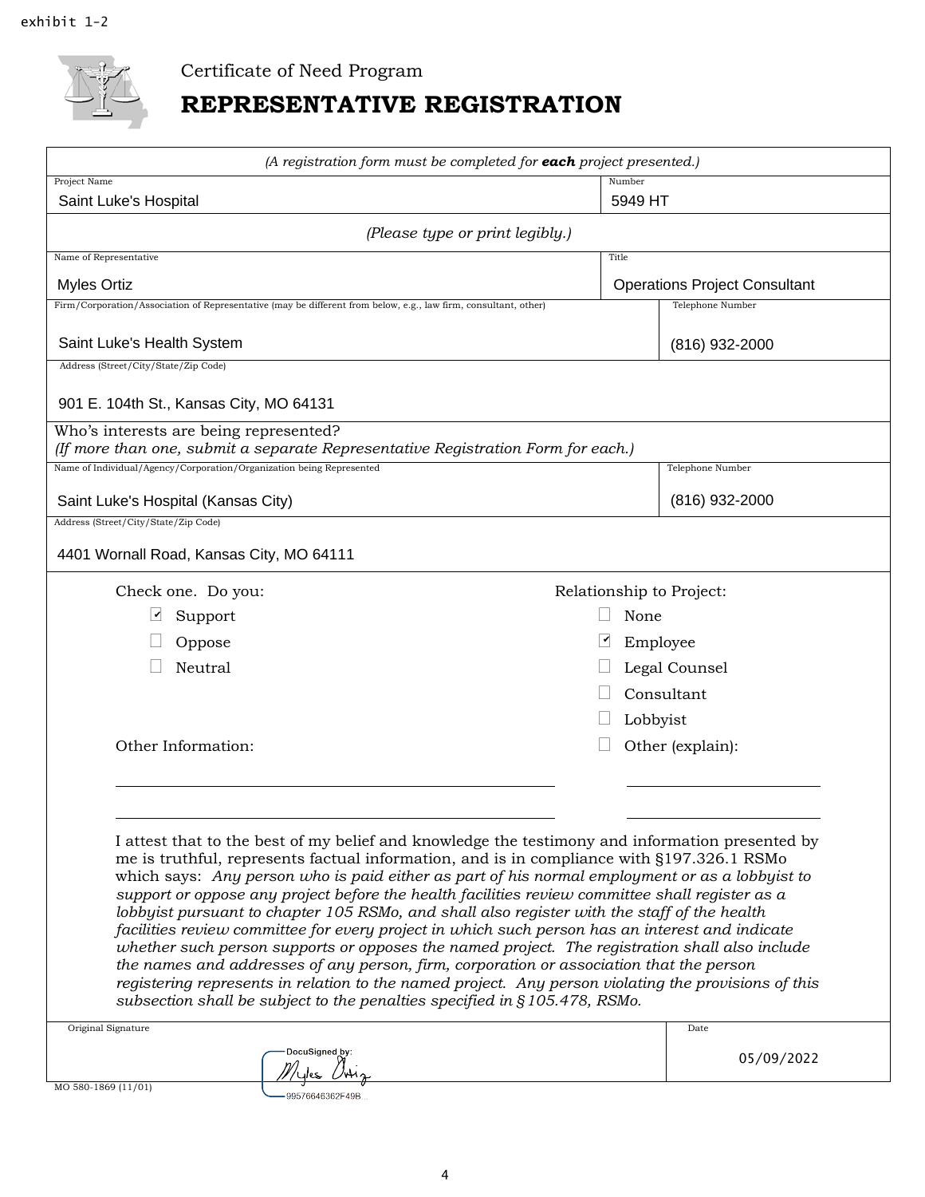exhibit 1-2

Certificate of Need Program

# REPRESENTATIVE REGISTRATION

*(A registration form must be completed for **each** project presented.)*

| Project Name | Number |
|---|---|
| Saint Luke's Hospital | 5949 HT |

*(Please type or print legibly.)*

| Name of Representative | Title |
|---|---|
| Myles Ortiz | Operations Project Consultant |

| Firm/Corporation/Association of Representative (may be different from below, e.g., law firm, consultant, other) | Telephone Number |
|---|---|
| Saint Luke's Health System | (816) 932-2000 |

Address (Street/City/State/Zip Code)

901 E. 104th St., Kansas City, MO 64131

Who's interests are being represented?
*(If more than one, submit a separate Representative Registration Form for each.)*

| Name of Individual/Agency/Corporation/Organization being Represented | Telephone Number |
|---|---|
| Saint Luke's Hospital (Kansas City) | (816) 932-2000 |

Address (Street/City/State/Zip Code)

4401 Wornall Road, Kansas City, MO 64111

Check one. Do you:

- [x] Support
- [ ] Oppose
- [ ] Neutral

Relationship to Project:

- [ ] None
- [x] Employee
- [ ] Legal Counsel
- [ ] Consultant
- [ ] Lobbyist
- [ ] Other (explain):

Other Information:

I attest that to the best of my belief and knowledge the testimony and information presented by me is truthful, represents factual information, and is in compliance with §197.326.1 RSMo which says: *Any person who is paid either as part of his normal employment or as a lobbyist to support or oppose any project before the health facilities review committee shall register as a lobbyist pursuant to chapter 105 RSMo, and shall also register with the staff of the health facilities review committee for every project in which such person has an interest and indicate whether such person supports or opposes the named project. The registration shall also include the names and addresses of any person, firm, corporation or association that the person registering represents in relation to the named project. Any person violating the provisions of this subsection shall be subject to the penalties specified in §105.478, RSMo.*

| Original Signature | Date |
|---|---|
| DocuSigned by: Myles Ortiz 99576646362F49B... | 05/09/2022 |

MO 580-1869 (11/01)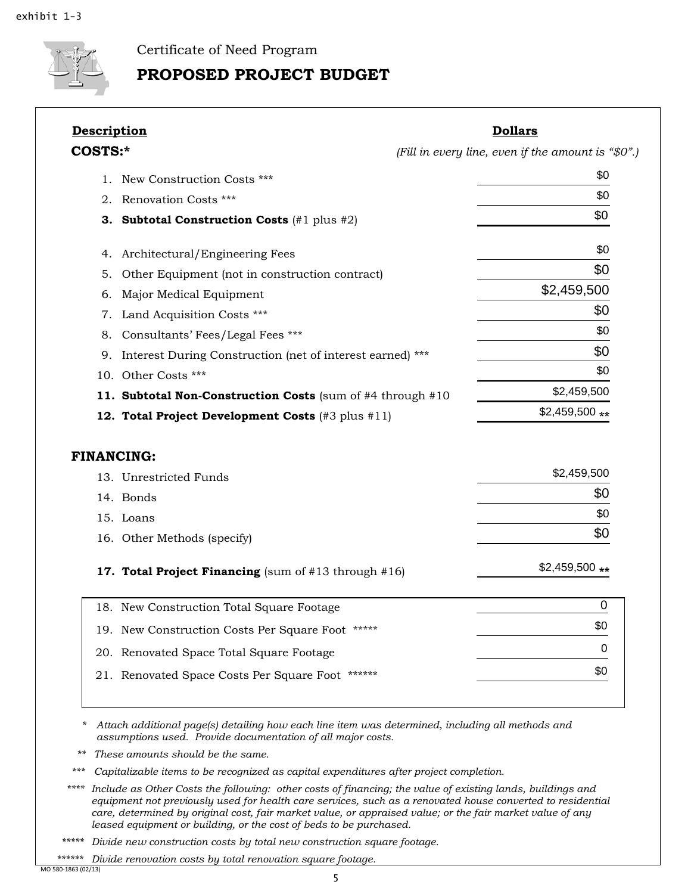exhibit 1-3

Certificate of Need Program

## PROPOSED PROJECT BUDGET

| Description | Dollars |
|---|---|
| **COSTS:*** | *(Fill in every line, even if the amount is "$0".)* |
| 1. New Construction Costs *** | $0 |
| 2. Renovation Costs *** | $0 |
| 3. **Subtotal Construction Costs** (#1 plus #2) | $0 |
| 4. Architectural/Engineering Fees | $0 |
| 5. Other Equipment (not in construction contract) | $0 |
| 6. Major Medical Equipment | $2,459,500 |
| 7. Land Acquisition Costs *** | $0 |
| 8. Consultants' Fees/Legal Fees *** | $0 |
| 9. Interest During Construction (net of interest earned) *** | $0 |
| 10. Other Costs *** | $0 |
| 11. **Subtotal Non-Construction Costs** (sum of #4 through #10 | $2,459,500 |
| 12. **Total Project Development Costs** (#3 plus #11) | $2,459,500 ** |
| **FINANCING:** | |
| 13. Unrestricted Funds | $2,459,500 |
| 14. Bonds | $0 |
| 15. Loans | $0 |
| 16. Other Methods (specify) | $0 |
| 17. **Total Project Financing** (sum of #13 through #16) | $2,459,500 ** |
| 18. New Construction Total Square Footage | 0 |
| 19. New Construction Costs Per Square Foot ***** | $0 |
| 20. Renovated Space Total Square Footage | 0 |
| 21. Renovated Space Costs Per Square Foot ****** | $0 |

\* *Attach additional page(s) detailing how each line item was determined, including all methods and assumptions used. Provide documentation of all major costs.*

\** *These amounts should be the same.*

\*** *Capitalizable items to be recognized as capital expenditures after project completion.*

\**** *Include as Other Costs the following: other costs of financing; the value of existing lands, buildings and equipment not previously used for health care services, such as a renovated house converted to residential care, determined by original cost, fair market value, or appraised value; or the fair market value of any leased equipment or building, or the cost of beds to be purchased.*

\***** *Divide new construction costs by total new construction square footage.*

\****** *Divide renovation costs by total renovation square footage.*

MO 580-1863 (02/13)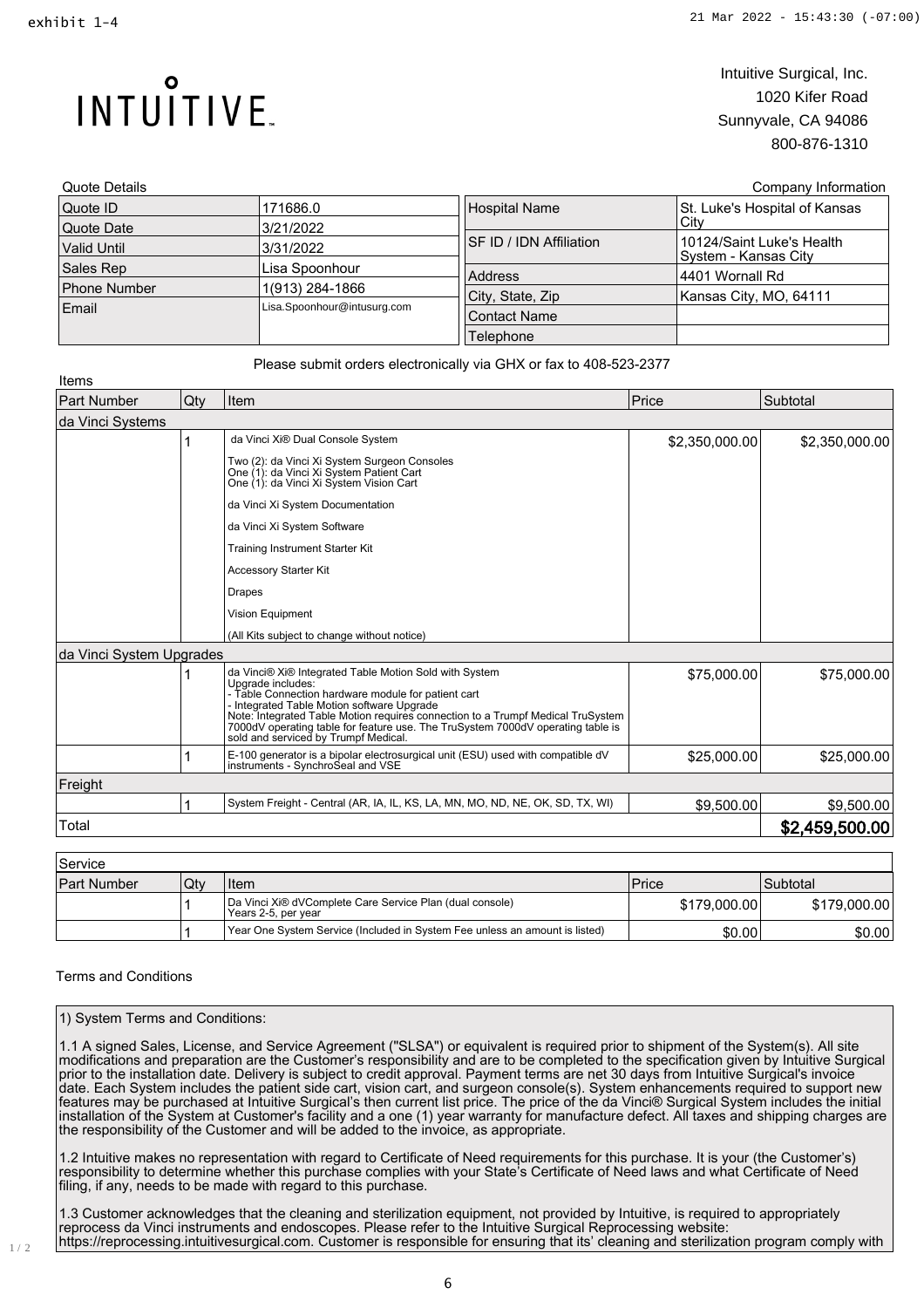exhibit 1-4

21 Mar 2022 - 15:43:30 (-07:00)

INTUITIVE

Intuitive Surgical, Inc.
1020 Kifer Road
Sunnyvale, CA 94086
800-876-1310

Quote Details

| | |
|---|---|
| Quote ID | 171686.0 |
| Quote Date | 3/21/2022 |
| Valid Until | 3/31/2022 |
| Sales Rep | Lisa Spoonhour |
| Phone Number | 1(913) 284-1866 |
| Email | Lisa.Spoonhour@intusurg.com |

Company Information

| | |
|---|---|
| Hospital Name | St. Luke's Hospital of Kansas City |
| SF ID / IDN Affiliation | 10124/Saint Luke's Health System - Kansas City |
| Address | 4401 Wornall Rd |
| City, State, Zip | Kansas City, MO, 64111 |
| Contact Name | |
| Telephone | |

Please submit orders electronically via GHX or fax to 408-523-2377

Items

| Part Number | Qty | Item | Price | Subtotal |
|---|---|---|---|---|
| **da Vinci Systems** | | | | |
| | 1 | da Vinci Xi® Dual Console System<br>Two (2): da Vinci Xi System Surgeon Consoles<br>One (1): da Vinci Xi System Patient Cart<br>One (1): da Vinci Xi System Vision Cart<br>da Vinci Xi System Documentation<br>da Vinci Xi System Software<br>Training Instrument Starter Kit<br>Accessory Starter Kit<br>Drapes<br>Vision Equipment<br>(All Kits subject to change without notice) | $2,350,000.00 | $2,350,000.00 |
| **da Vinci System Upgrades** | | | | |
| | 1 | da Vinci® Xi® Integrated Table Motion Sold with System<br>Upgrade includes:<br>- Table Connection hardware module for patient cart<br>- Integrated Table Motion software Upgrade<br>Note: Integrated Table Motion requires connection to a Trumpf Medical TruSystem 7000dV operating table for feature use. The TruSystem 7000dV operating table is sold and serviced by Trumpf Medical. | $75,000.00 | $75,000.00 |
| | 1 | E-100 generator is a bipolar electrosurgical unit (ESU) used with compatible dV instruments - SynchroSeal and VSE | $25,000.00 | $25,000.00 |
| **Freight** | | | | |
| | 1 | System Freight - Central (AR, IA, IL, KS, LA, MN, MO, ND, NE, OK, SD, TX, WI) | $9,500.00 | $9,500.00 |
| Total | | | | **$2,459,500.00** |

Service

| Part Number | Qty | Item | Price | Subtotal |
|---|---|---|---|---|
| | 1 | Da Vinci Xi® dVComplete Care Service Plan (dual console) Years 2-5, per year | $179,000.00 | $179,000.00 |
| | 1 | Year One System Service (Included in System Fee unless an amount is listed) | $0.00 | $0.00 |

Terms and Conditions

1) System Terms and Conditions:

1.1 A signed Sales, License, and Service Agreement ("SLSA") or equivalent is required prior to shipment of the System(s). All site modifications and preparation are the Customer's responsibility and are to be completed to the specification given by Intuitive Surgical prior to the installation date. Delivery is subject to credit approval. Payment terms are net 30 days from Intuitive Surgical's invoice date. Each System includes the patient side cart, vision cart, and surgeon console(s). System enhancements required to support new features may be purchased at Intuitive Surgical's then current list price. The price of the da Vinci® Surgical System includes the initial installation of the System at Customer's facility and a one (1) year warranty for manufacture defect. All taxes and shipping charges are the responsibility of the Customer and will be added to the invoice, as appropriate.

1.2 Intuitive makes no representation with regard to Certificate of Need requirements for this purchase. It is your (the Customer's) responsibility to determine whether this purchase complies with your State's Certificate of Need laws and what Certificate of Need filing, if any, needs to be made with regard to this purchase.

1.3 Customer acknowledges that the cleaning and sterilization equipment, not provided by Intuitive, is required to appropriately reprocess da Vinci instruments and endoscopes. Please refer to the Intuitive Surgical Reprocessing website: https://reprocessing.intuitivesurgical.com. Customer is responsible for ensuring that its' cleaning and sterilization program comply with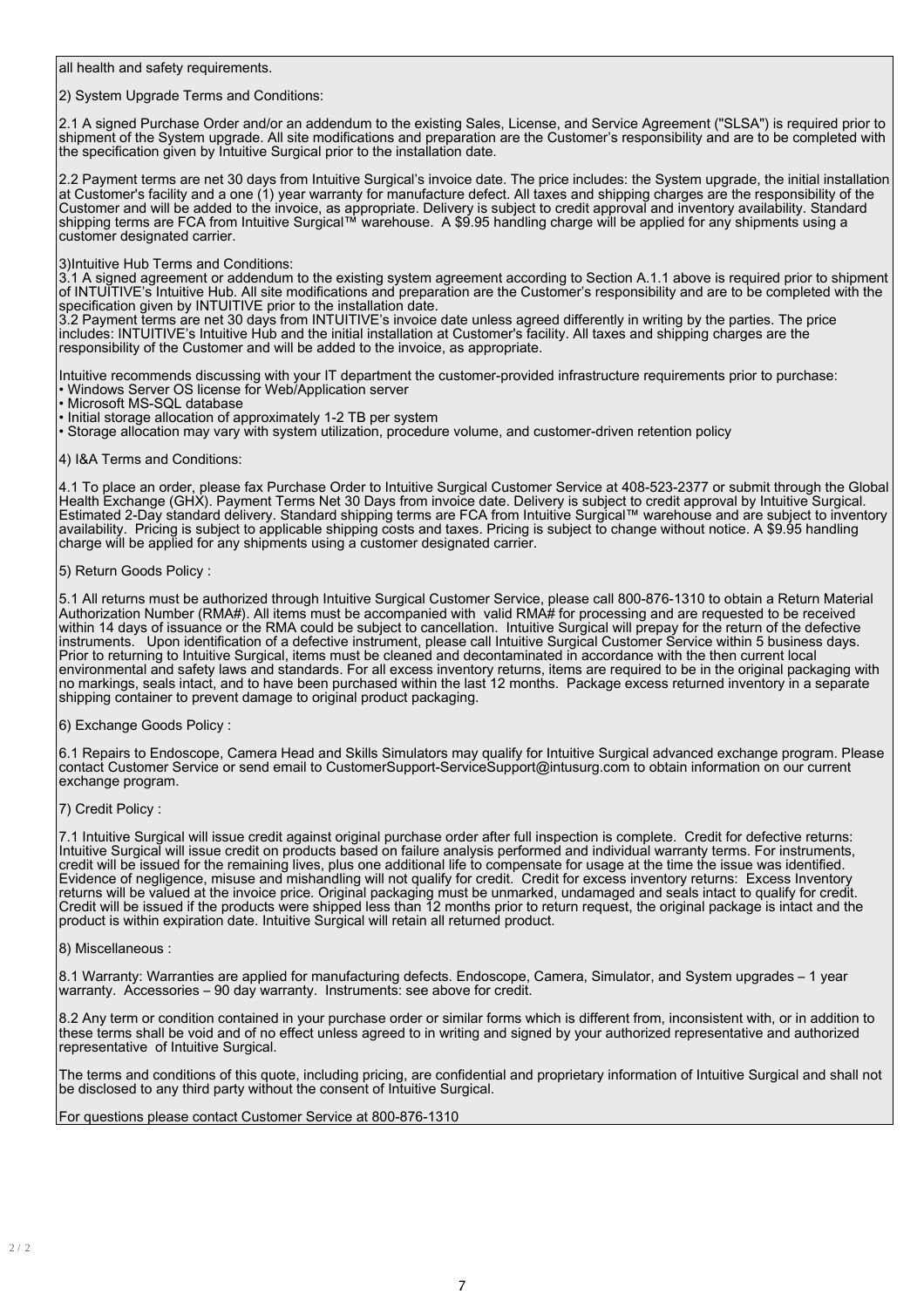all health and safety requirements.

2) System Upgrade Terms and Conditions:

2.1 A signed Purchase Order and/or an addendum to the existing Sales, License, and Service Agreement ("SLSA") is required prior to shipment of the System upgrade. All site modifications and preparation are the Customer's responsibility and are to be completed with the specification given by Intuitive Surgical prior to the installation date.

2.2 Payment terms are net 30 days from Intuitive Surgical's invoice date. The price includes: the System upgrade, the initial installation at Customer's facility and a one (1) year warranty for manufacture defect. All taxes and shipping charges are the responsibility of the Customer and will be added to the invoice, as appropriate. Delivery is subject to credit approval and inventory availability. Standard shipping terms are FCA from Intuitive Surgical™ warehouse. A $9.95 handling charge will be applied for any shipments using a customer designated carrier.

3)Intuitive Hub Terms and Conditions:

3.1 A signed agreement or addendum to the existing system agreement according to Section A.1.1 above is required prior to shipment of INTUITIVE's Intuitive Hub. All site modifications and preparation are the Customer's responsibility and are to be completed with the specification given by INTUITIVE prior to the installation date.

3.2 Payment terms are net 30 days from INTUITIVE's invoice date unless agreed differently in writing by the parties. The price includes: INTUITIVE's Intuitive Hub and the initial installation at Customer's facility. All taxes and shipping charges are the responsibility of the Customer and will be added to the invoice, as appropriate.

Intuitive recommends discussing with your IT department the customer-provided infrastructure requirements prior to purchase:

- Windows Server OS license for Web/Application server
- Microsoft MS-SQL database
- Initial storage allocation of approximately 1-2 TB per system
- Storage allocation may vary with system utilization, procedure volume, and customer-driven retention policy

4) I&A Terms and Conditions:

4.1 To place an order, please fax Purchase Order to Intuitive Surgical Customer Service at 408-523-2377 or submit through the Global Health Exchange (GHX). Payment Terms Net 30 Days from invoice date. Delivery is subject to credit approval by Intuitive Surgical. Estimated 2-Day standard delivery. Standard shipping terms are FCA from Intuitive Surgical™ warehouse and are subject to inventory availability. Pricing is subject to applicable shipping costs and taxes. Pricing is subject to change without notice. A $9.95 handling charge will be applied for any shipments using a customer designated carrier.

5) Return Goods Policy :

5.1 All returns must be authorized through Intuitive Surgical Customer Service, please call 800-876-1310 to obtain a Return Material Authorization Number (RMA#). All items must be accompanied with valid RMA# for processing and are requested to be received within 14 days of issuance or the RMA could be subject to cancellation. Intuitive Surgical will prepay for the return of the defective instruments. Upon identification of a defective instrument, please call Intuitive Surgical Customer Service within 5 business days. Prior to returning to Intuitive Surgical, items must be cleaned and decontaminated in accordance with the then current local environmental and safety laws and standards. For all excess inventory returns, items are required to be in the original packaging with no markings, seals intact, and to have been purchased within the last 12 months. Package excess returned inventory in a separate shipping container to prevent damage to original product packaging.

6) Exchange Goods Policy :

6.1 Repairs to Endoscope, Camera Head and Skills Simulators may qualify for Intuitive Surgical advanced exchange program. Please contact Customer Service or send email to CustomerSupport-ServiceSupport@intusurg.com to obtain information on our current exchange program.

7) Credit Policy :

7.1 Intuitive Surgical will issue credit against original purchase order after full inspection is complete. Credit for defective returns: Intuitive Surgical will issue credit on products based on failure analysis performed and individual warranty terms. For instruments, credit will be issued for the remaining lives, plus one additional life to compensate for usage at the time the issue was identified. Evidence of negligence, misuse and mishandling will not qualify for credit. Credit for excess inventory returns: Excess Inventory returns will be valued at the invoice price. Original packaging must be unmarked, undamaged and seals intact to qualify for credit. Credit will be issued if the products were shipped less than 12 months prior to return request, the original package is intact and the product is within expiration date. Intuitive Surgical will retain all returned product.

8) Miscellaneous :

8.1 Warranty: Warranties are applied for manufacturing defects. Endoscope, Camera, Simulator, and System upgrades – 1 year warranty. Accessories – 90 day warranty. Instruments: see above for credit.

8.2 Any term or condition contained in your purchase order or similar forms which is different from, inconsistent with, or in addition to these terms shall be void and of no effect unless agreed to in writing and signed by your authorized representative and authorized representative of Intuitive Surgical.

The terms and conditions of this quote, including pricing, are confidential and proprietary information of Intuitive Surgical and shall not be disclosed to any third party without the consent of Intuitive Surgical.

For questions please contact Customer Service at 800-876-1310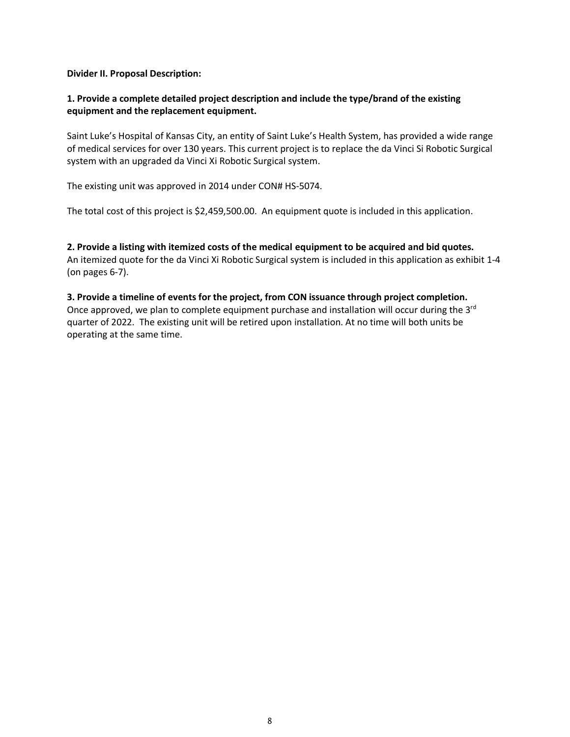**Divider II. Proposal Description:**

**1. Provide a complete detailed project description and include the type/brand of the existing equipment and the replacement equipment.**

Saint Luke's Hospital of Kansas City, an entity of Saint Luke's Health System, has provided a wide range of medical services for over 130 years. This current project is to replace the da Vinci Si Robotic Surgical system with an upgraded da Vinci Xi Robotic Surgical system.

The existing unit was approved in 2014 under CON# HS-5074.

The total cost of this project is $2,459,500.00. An equipment quote is included in this application.

**2. Provide a listing with itemized costs of the medical equipment to be acquired and bid quotes.**
An itemized quote for the da Vinci Xi Robotic Surgical system is included in this application as exhibit 1-4 (on pages 6-7).

**3. Provide a timeline of events for the project, from CON issuance through project completion.**
Once approved, we plan to complete equipment purchase and installation will occur during the 3rd quarter of 2022. The existing unit will be retired upon installation. At no time will both units be operating at the same time.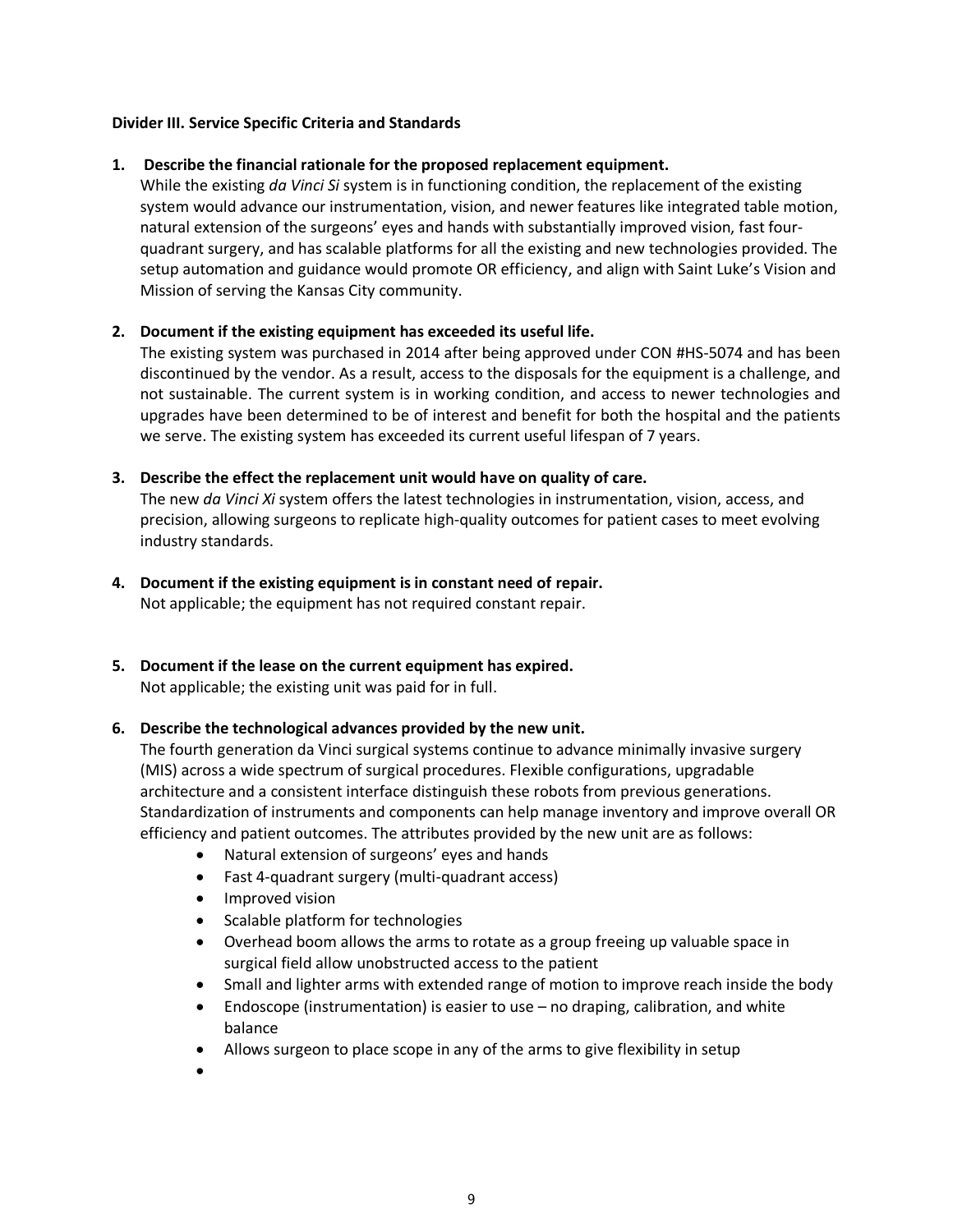**Divider III. Service Specific Criteria and Standards**

1. **Describe the financial rationale for the proposed replacement equipment.**
   While the existing *da Vinci Si* system is in functioning condition, the replacement of the existing system would advance our instrumentation, vision, and newer features like integrated table motion, natural extension of the surgeons' eyes and hands with substantially improved vision, fast four-quadrant surgery, and has scalable platforms for all the existing and new technologies provided. The setup automation and guidance would promote OR efficiency, and align with Saint Luke's Vision and Mission of serving the Kansas City community.

2. **Document if the existing equipment has exceeded its useful life.**
   The existing system was purchased in 2014 after being approved under CON #HS-5074 and has been discontinued by the vendor. As a result, access to the disposals for the equipment is a challenge, and not sustainable. The current system is in working condition, and access to newer technologies and upgrades have been determined to be of interest and benefit for both the hospital and the patients we serve. The existing system has exceeded its current useful lifespan of 7 years.

3. **Describe the effect the replacement unit would have on quality of care.**
   The new *da Vinci Xi* system offers the latest technologies in instrumentation, vision, access, and precision, allowing surgeons to replicate high-quality outcomes for patient cases to meet evolving industry standards.

4. **Document if the existing equipment is in constant need of repair.**
   Not applicable; the equipment has not required constant repair.

5. **Document if the lease on the current equipment has expired.**
   Not applicable; the existing unit was paid for in full.

6. **Describe the technological advances provided by the new unit.**
   The fourth generation da Vinci surgical systems continue to advance minimally invasive surgery (MIS) across a wide spectrum of surgical procedures. Flexible configurations, upgradable architecture and a consistent interface distinguish these robots from previous generations. Standardization of instruments and components can help manage inventory and improve overall OR efficiency and patient outcomes. The attributes provided by the new unit are as follows:
   - Natural extension of surgeons' eyes and hands
   - Fast 4-quadrant surgery (multi-quadrant access)
   - Improved vision
   - Scalable platform for technologies
   - Overhead boom allows the arms to rotate as a group freeing up valuable space in surgical field allow unobstructed access to the patient
   - Small and lighter arms with extended range of motion to improve reach inside the body
   - Endoscope (instrumentation) is easier to use – no draping, calibration, and white balance
   - Allows surgeon to place scope in any of the arms to give flexibility in setup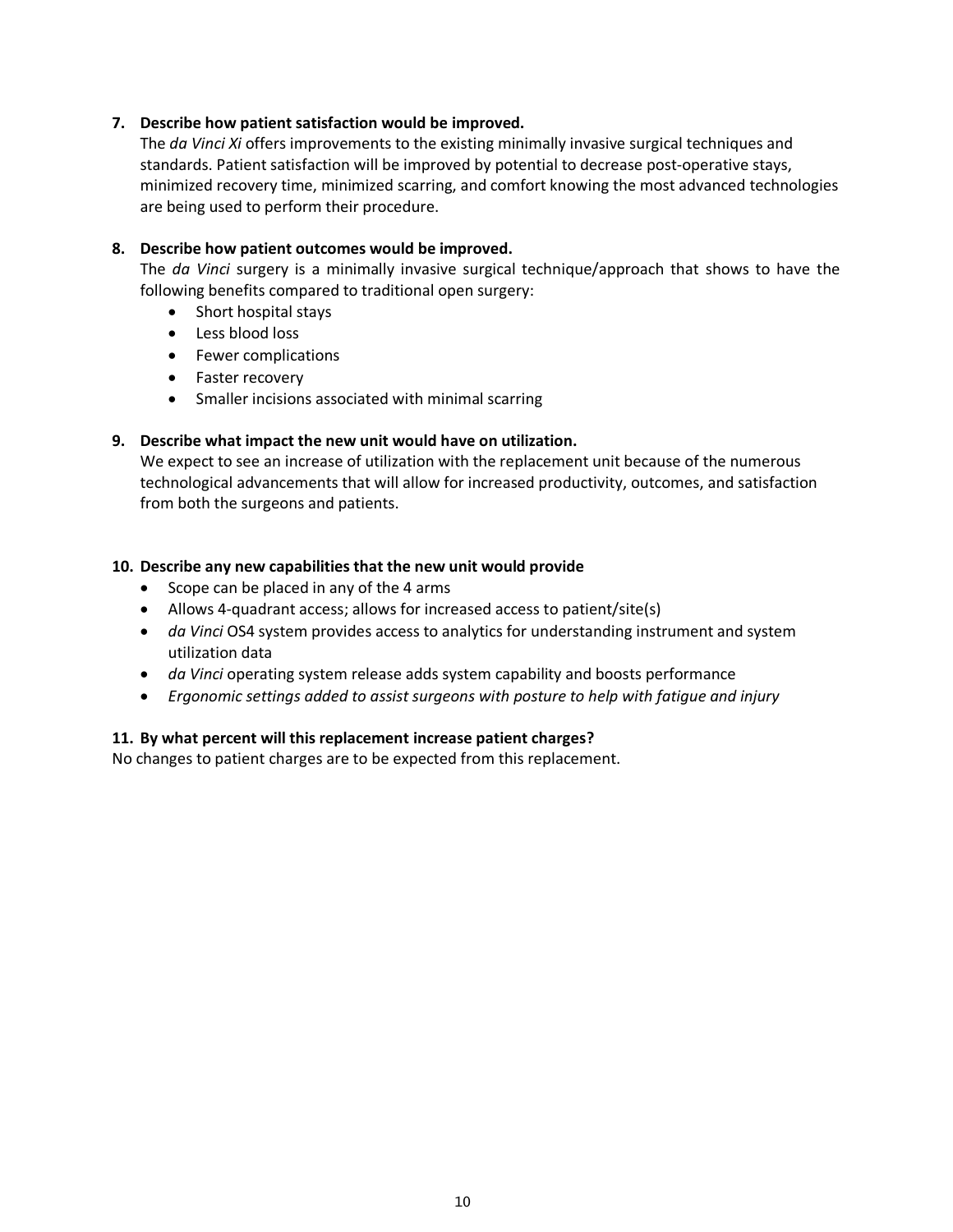**7. Describe how patient satisfaction would be improved.**

The *da Vinci Xi* offers improvements to the existing minimally invasive surgical techniques and standards. Patient satisfaction will be improved by potential to decrease post-operative stays, minimized recovery time, minimized scarring, and comfort knowing the most advanced technologies are being used to perform their procedure.

**8. Describe how patient outcomes would be improved.**

The *da Vinci* surgery is a minimally invasive surgical technique/approach that shows to have the following benefits compared to traditional open surgery:

- Short hospital stays
- Less blood loss
- Fewer complications
- Faster recovery
- Smaller incisions associated with minimal scarring

**9. Describe what impact the new unit would have on utilization.**

We expect to see an increase of utilization with the replacement unit because of the numerous technological advancements that will allow for increased productivity, outcomes, and satisfaction from both the surgeons and patients.

**10. Describe any new capabilities that the new unit would provide**

- Scope can be placed in any of the 4 arms
- Allows 4-quadrant access; allows for increased access to patient/site(s)
- *da Vinci* OS4 system provides access to analytics for understanding instrument and system utilization data
- *da Vinci* operating system release adds system capability and boosts performance
- *Ergonomic settings added to assist surgeons with posture to help with fatigue and injury*

**11. By what percent will this replacement increase patient charges?**

No changes to patient charges are to be expected from this replacement.